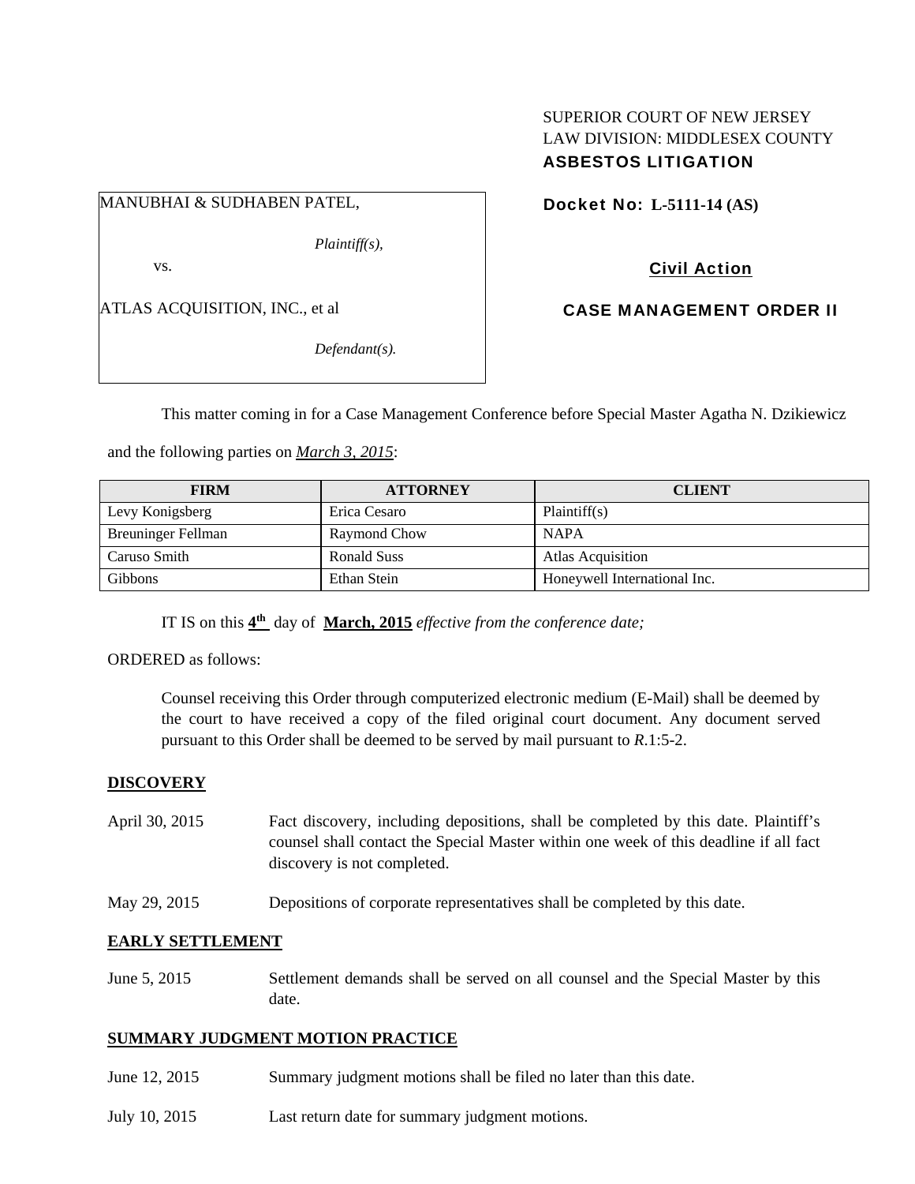SUPERIOR COURT OF NEW JERSEY
LAW DIVISION: MIDDLESEX COUNTY
**ASBESTOS LITIGATION**

MANUBHAI & SUDHABEN PATEL,

*Plaintiff(s),*

vs.

ATLAS ACQUISITION, INC., et al

*Defendant(s).*

**Docket No: L-5111-14 (AS)**

**Civil Action**

**CASE MANAGEMENT ORDER II**

This matter coming in for a Case Management Conference before Special Master Agatha N. Dzikiewicz and the following parties on *March 3, 2015*:

| FIRM | ATTORNEY | CLIENT |
|---|---|---|
| Levy Konigsberg | Erica Cesaro | Plaintiff(s) |
| Breuninger Fellman | Raymond Chow | NAPA |
| Caruso Smith | Ronald Suss | Atlas Acquisition |
| Gibbons | Ethan Stein | Honeywell International Inc. |

IT IS on this **4th** day of **March, 2015** *effective from the conference date;*

ORDERED as follows:

Counsel receiving this Order through computerized electronic medium (E-Mail) shall be deemed by the court to have received a copy of the filed original court document. Any document served pursuant to this Order shall be deemed to be served by mail pursuant to *R*.1:5-2.

**DISCOVERY**

April 30, 2015 — Fact discovery, including depositions, shall be completed by this date. Plaintiff's counsel shall contact the Special Master within one week of this deadline if all fact discovery is not completed.

May 29, 2015 — Depositions of corporate representatives shall be completed by this date.

**EARLY SETTLEMENT**

June 5, 2015 — Settlement demands shall be served on all counsel and the Special Master by this date.

**SUMMARY JUDGMENT MOTION PRACTICE**

June 12, 2015 — Summary judgment motions shall be filed no later than this date.

July 10, 2015 — Last return date for summary judgment motions.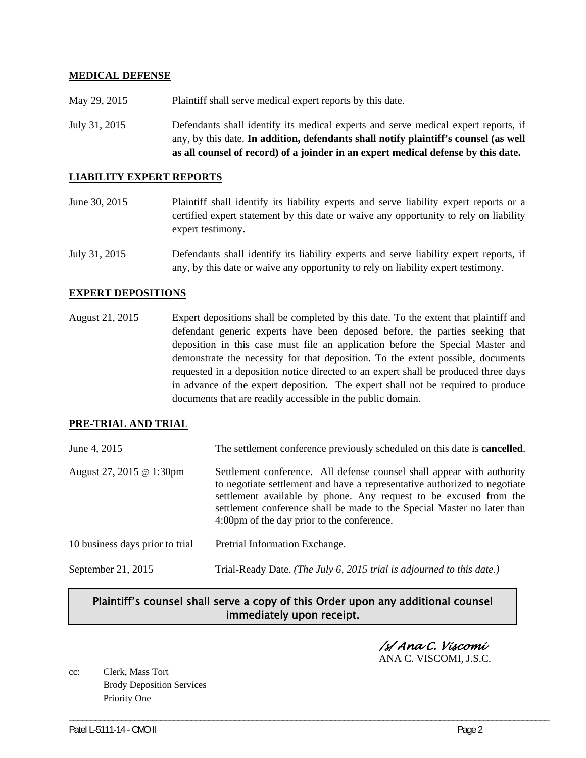**MEDICAL DEFENSE**

| | |
|---|---|
| May 29, 2015 | Plaintiff shall serve medical expert reports by this date. |
| July 31, 2015 | Defendants shall identify its medical experts and serve medical expert reports, if any, by this date. **In addition, defendants shall notify plaintiff's counsel (as well as all counsel of record) of a joinder in an expert medical defense by this date.** |

**LIABILITY EXPERT REPORTS**

| | |
|---|---|
| June 30, 2015 | Plaintiff shall identify its liability experts and serve liability expert reports or a certified expert statement by this date or waive any opportunity to rely on liability expert testimony. |
| July 31, 2015 | Defendants shall identify its liability experts and serve liability expert reports, if any, by this date or waive any opportunity to rely on liability expert testimony. |

**EXPERT DEPOSITIONS**

| | |
|---|---|
| August 21, 2015 | Expert depositions shall be completed by this date. To the extent that plaintiff and defendant generic experts have been deposed before, the parties seeking that deposition in this case must file an application before the Special Master and demonstrate the necessity for that deposition. To the extent possible, documents requested in a deposition notice directed to an expert shall be produced three days in advance of the expert deposition. The expert shall not be required to produce documents that are readily accessible in the public domain. |

**PRE-TRIAL AND TRIAL**

| | |
|---|---|
| June 4, 2015 | The settlement conference previously scheduled on this date is **cancelled**. |
| August 27, 2015 @ 1:30pm | Settlement conference. All defense counsel shall appear with authority to negotiate settlement and have a representative authorized to negotiate settlement available by phone. Any request to be excused from the settlement conference shall be made to the Special Master no later than 4:00pm of the day prior to the conference. |
| 10 business days prior to trial | Pretrial Information Exchange. |
| September 21, 2015 | Trial-Ready Date. *(The July 6, 2015 trial is adjourned to this date.)* |

**Plaintiff's counsel shall serve a copy of this Order upon any additional counsel immediately upon receipt.**

*/s/ Ana C. Viscomi*
ANA C. VISCOMI, J.S.C.

cc: Clerk, Mass Tort
Brody Deposition Services
Priority One